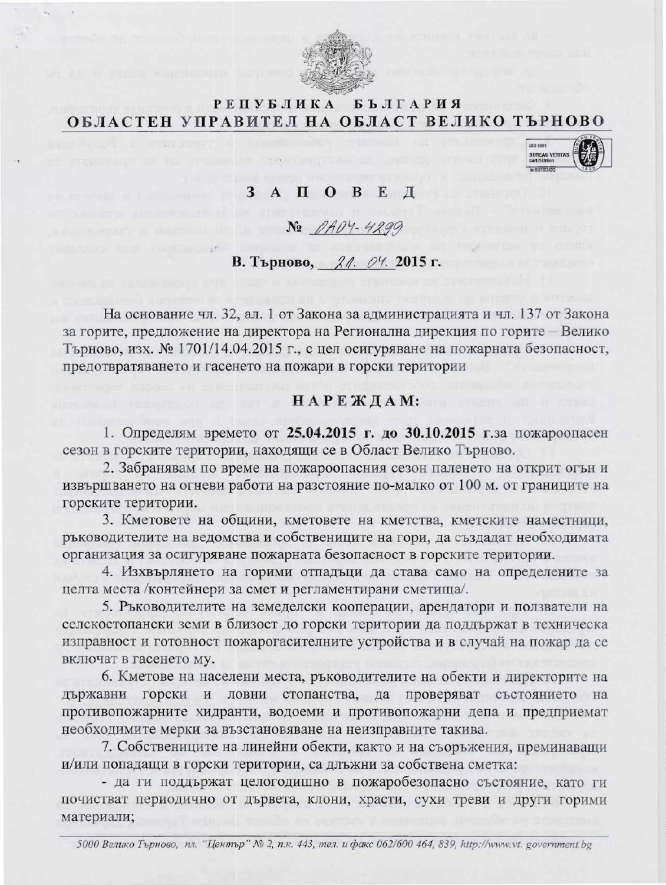# РЕПУБЛИКА БЪЛГАРИЯ
# ОБЛАСТЕН УПРАВИТЕЛ НА ОБЛАСТ ВЕЛИКО ТЪРНОВО

## З А П О В Е Д

**№ ОА04-4299**

**В. Търново, 21.04. 2015 г.**

На основание чл. 32, ал. 1 от Закона за администрацията и чл. 137 от Закона за горите, предложение на директора на Регионална дирекция по горите – Велико Търново, изх. № 1701/14.04.2015 г., с цел осигуряване на пожарната безопасност, предотвратяването и гасенето на пожари в горски територии

**Н А Р Е Ж Д А М:**

1. Определям времето от **25.04.2015 г. до 30.10.2015 г.** за пожароопасен сезон в горските територии, находящи се в Област Велико Търново.

2. Забранявам по време на пожароопасния сезон паленето на открит огън и извършването на огневи работи на разстояние по-малко от 100 м. от границите на горските територии.

3. Кметовете на общини, кметовете на кметства, кметските наместници, ръководителите на ведомства и собствениците на гори, да създадат необходимата организация за осигуряване пожарната безопасност в горските територии.

4. Изхвърлянето на горими отпадъци да става само на определените за целта места /контейнери за смет и регламентирани сметища/.

5. Ръководителите на земеделски кооперации, арендатори и ползватели на селскостопански земи в близост до горски територии да поддържат в техническа изправност и готовност пожарогасителните устройства и в случай на пожар да се включат в гасенето му.

6. Кметове на населени места, ръководителите на обекти и директорите на държавни горски и ловни стопанства, да проверяват състоянието на противопожарните хидранти, водоеми и противопожарни депа и предприемат необходимите мерки за възстановяване на неизправните такива.

7. Собствениците на линейни обекти, както и на съоръжения, преминаващи и/или попадащи в горски територии, са длъжни за собствена сметка:

- да ги поддържат целогодишно в пожаробезопасно състояние, като ги почистват периодично от дървета, клони, храсти, сухи треви и други горими материали;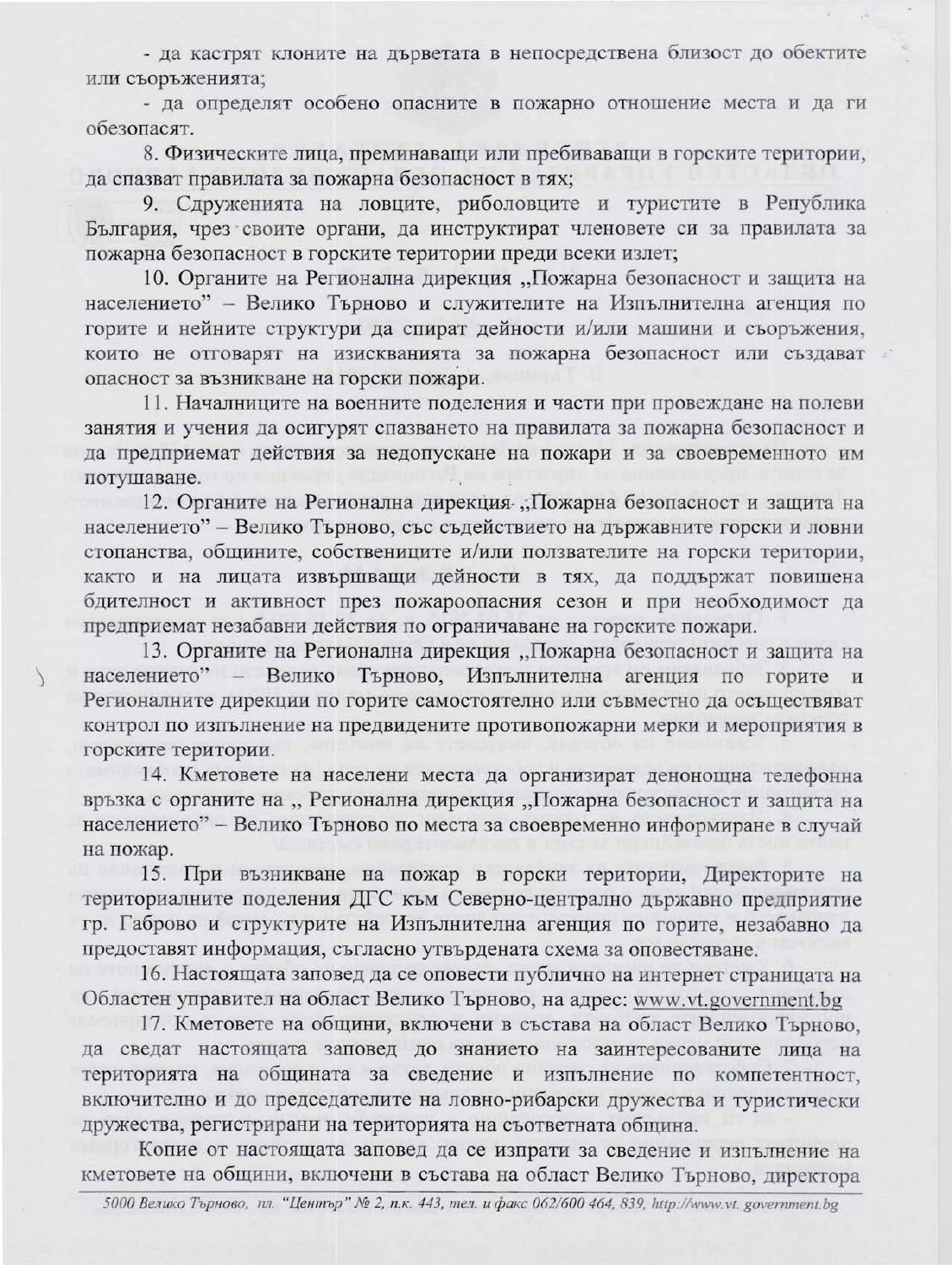- да кастрят клоните на дърветата в непосредствена близост до обектите или съоръженията;

- да определят особено опасните в пожарно отношение места и да ги обезопасят.

8. Физическите лица, преминаващи или пребиваващи в горските територии, да спазват правилата за пожарна безопасност в тях;

9. Сдруженията на ловците, риболовците и туристите в Република България, чрез своите органи, да инструктират членовете си за правилата за пожарна безопасност в горските територии преди всеки излет;

10. Органите на Регионална дирекция „Пожарна безопасност и защита на населението" – Велико Търново и служителите на Изпълнителна агенция по горите и нейните структури да спират дейности и/или машини и съоръжения, които не отговарят на изискванията за пожарна безопасност или създават опасност за възникване на горски пожари.

11. Началниците на военните поделения и части при провеждане на полеви занятия и учения да осигурят спазването на правилата за пожарна безопасност и да предприемат действия за недопускане на пожари и за своевременното им потушаване.

12. Органите на Регионална дирекция „Пожарна безопасност и защита на населението" – Велико Търново, със съдействието на държавните горски и ловни стопанства, общините, собствениците и/или ползвателите на горски територии, както и на лицата извършващи дейности в тях, да поддържат повишена бдителност и активност през пожароопасния сезон и при необходимост да предприемат незабавни действия по ограничаване на горските пожари.

13. Органите на Регионална дирекция „Пожарна безопасност и защита на населението" – Велико Търново, Изпълнителна агенция по горите и Регионалните дирекции по горите самостоятелно или съвместно да осъществяват контрол по изпълнение на предвидените противопожарни мерки и мероприятия в горските територии.

14. Кметовете на населени места да организират денонощна телефонна връзка с органите на „ Регионална дирекция „Пожарна безопасност и защита на населението" – Велико Търново по места за своевременно информиране в случай на пожар.

15. При възникване на пожар в горски територии, Директорите на териториалните поделения ДГС към Северно-централно държавно предприятие гр. Габрово и структурите на Изпълнителна агенция по горите, незабавно да предоставят информация, съгласно утвърдената схема за оповестяване.

16. Настоящата заповед да се оповести публично на интернет страницата на Областен управител на област Велико Търново, на адрес: www.vt.government.bg

17. Кметовете на общини, включени в състава на област Велико Търново, да сведат настоящата заповед до знанието на заинтересованите лица на територията на общината за сведение и изпълнение по компетентност, включително и до председателите на ловно-рибарски дружества и туристически дружества, регистрирани на територията на съответната община.

Копие от настоящата заповед да се изпрати за сведение и изпълнение на кметовете на общини, включени в състава на област Велико Търново, директора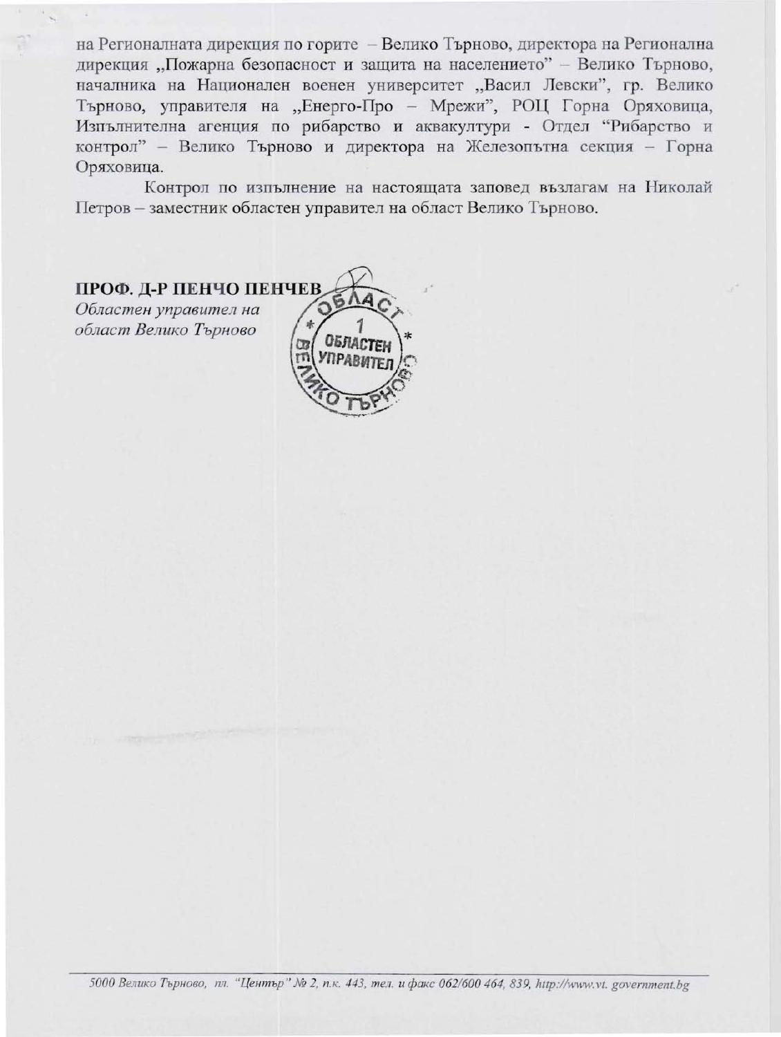на Регионалната дирекция по горите – Велико Търново, директора на Регионална дирекция „Пожарна безопасност и защита на населението" – Велико Търново, началника на Национален военен университет „Васил Левски", гр. Велико Търново, управителя на „Енерго-Про – Мрежи", РОЦ Горна Оряховица, Изпълнителна агенция по рибарство и аквакултури - Отдел "Рибарство и контрол" – Велико Търново и директора на Железопътна секция – Горна Оряховица.

Контрол по изпълнение на настоящата заповед възлагам на Николай Петров – заместник областен управител на област Велико Търново.

**ПРОФ. Д-Р ПЕНЧО ПЕНЧЕВ**
*Областен управител на*
*област Велико Търново*

ОБЛАСТ * 1 * ОБЛАСТЕН УПРАВИТЕЛ ВЕЛИКО ТЪРНОВО

5000 Велико Търново, пл. "Център" № 2, п.к. 443, тел. и факс 062/600 464, 839, http://www.vt.government.bg